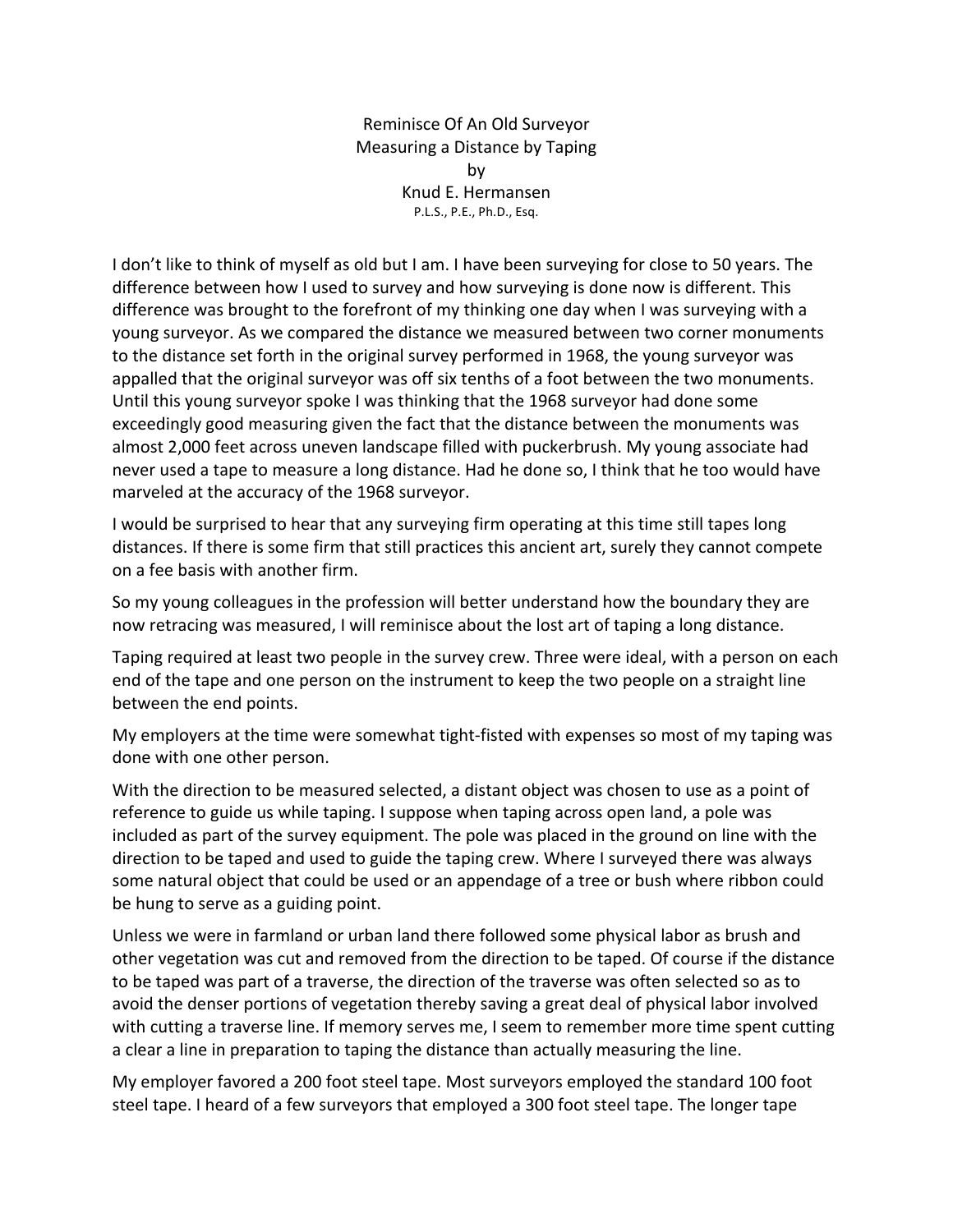# Reminisce Of An Old Surveyor
## Measuring a Distance by Taping
by
Knud E. Hermansen
P.L.S., P.E., Ph.D., Esq.

I don't like to think of myself as old but I am. I have been surveying for close to 50 years. The difference between how I used to survey and how surveying is done now is different. This difference was brought to the forefront of my thinking one day when I was surveying with a young surveyor. As we compared the distance we measured between two corner monuments to the distance set forth in the original survey performed in 1968, the young surveyor was appalled that the original surveyor was off six tenths of a foot between the two monuments. Until this young surveyor spoke I was thinking that the 1968 surveyor had done some exceedingly good measuring given the fact that the distance between the monuments was almost 2,000 feet across uneven landscape filled with puckerbrush. My young associate had never used a tape to measure a long distance. Had he done so, I think that he too would have marveled at the accuracy of the 1968 surveyor.

I would be surprised to hear that any surveying firm operating at this time still tapes long distances. If there is some firm that still practices this ancient art, surely they cannot compete on a fee basis with another firm.

So my young colleagues in the profession will better understand how the boundary they are now retracing was measured, I will reminisce about the lost art of taping a long distance.

Taping required at least two people in the survey crew. Three were ideal, with a person on each end of the tape and one person on the instrument to keep the two people on a straight line between the end points.

My employers at the time were somewhat tight-fisted with expenses so most of my taping was done with one other person.

With the direction to be measured selected, a distant object was chosen to use as a point of reference to guide us while taping. I suppose when taping across open land, a pole was included as part of the survey equipment. The pole was placed in the ground on line with the direction to be taped and used to guide the taping crew. Where I surveyed there was always some natural object that could be used or an appendage of a tree or bush where ribbon could be hung to serve as a guiding point.

Unless we were in farmland or urban land there followed some physical labor as brush and other vegetation was cut and removed from the direction to be taped. Of course if the distance to be taped was part of a traverse, the direction of the traverse was often selected so as to avoid the denser portions of vegetation thereby saving a great deal of physical labor involved with cutting a traverse line. If memory serves me, I seem to remember more time spent cutting a clear a line in preparation to taping the distance than actually measuring the line.

My employer favored a 200 foot steel tape. Most surveyors employed the standard 100 foot steel tape. I heard of a few surveyors that employed a 300 foot steel tape. The longer tape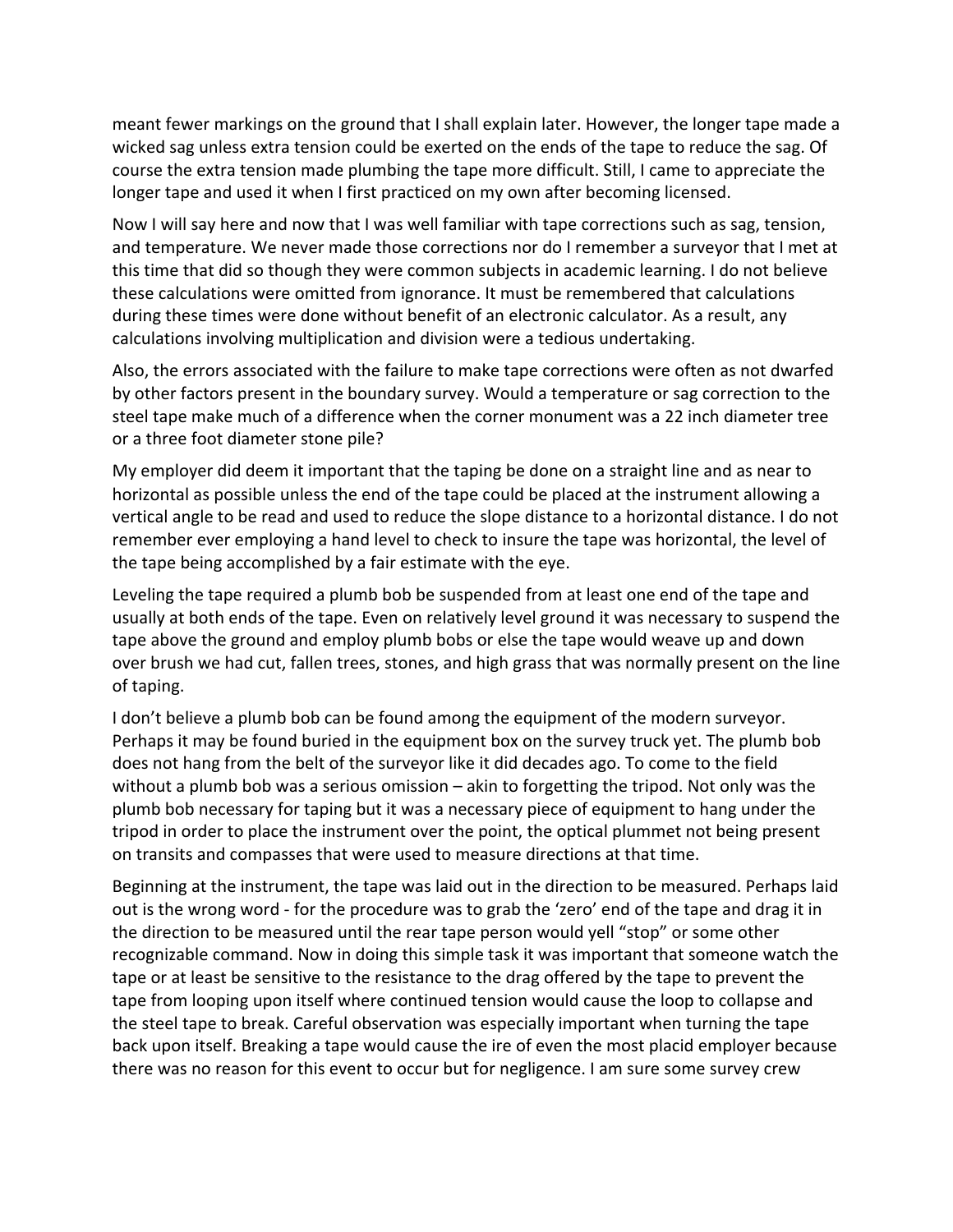meant fewer markings on the ground that I shall explain later. However, the longer tape made a wicked sag unless extra tension could be exerted on the ends of the tape to reduce the sag. Of course the extra tension made plumbing the tape more difficult. Still, I came to appreciate the longer tape and used it when I first practiced on my own after becoming licensed.

Now I will say here and now that I was well familiar with tape corrections such as sag, tension, and temperature. We never made those corrections nor do I remember a surveyor that I met at this time that did so though they were common subjects in academic learning. I do not believe these calculations were omitted from ignorance. It must be remembered that calculations during these times were done without benefit of an electronic calculator. As a result, any calculations involving multiplication and division were a tedious undertaking.

Also, the errors associated with the failure to make tape corrections were often as not dwarfed by other factors present in the boundary survey. Would a temperature or sag correction to the steel tape make much of a difference when the corner monument was a 22 inch diameter tree or a three foot diameter stone pile?

My employer did deem it important that the taping be done on a straight line and as near to horizontal as possible unless the end of the tape could be placed at the instrument allowing a vertical angle to be read and used to reduce the slope distance to a horizontal distance. I do not remember ever employing a hand level to check to insure the tape was horizontal, the level of the tape being accomplished by a fair estimate with the eye.

Leveling the tape required a plumb bob be suspended from at least one end of the tape and usually at both ends of the tape. Even on relatively level ground it was necessary to suspend the tape above the ground and employ plumb bobs or else the tape would weave up and down over brush we had cut, fallen trees, stones, and high grass that was normally present on the line of taping.

I don't believe a plumb bob can be found among the equipment of the modern surveyor. Perhaps it may be found buried in the equipment box on the survey truck yet. The plumb bob does not hang from the belt of the surveyor like it did decades ago. To come to the field without a plumb bob was a serious omission – akin to forgetting the tripod. Not only was the plumb bob necessary for taping but it was a necessary piece of equipment to hang under the tripod in order to place the instrument over the point, the optical plummet not being present on transits and compasses that were used to measure directions at that time.

Beginning at the instrument, the tape was laid out in the direction to be measured. Perhaps laid out is the wrong word - for the procedure was to grab the 'zero' end of the tape and drag it in the direction to be measured until the rear tape person would yell "stop" or some other recognizable command. Now in doing this simple task it was important that someone watch the tape or at least be sensitive to the resistance to the drag offered by the tape to prevent the tape from looping upon itself where continued tension would cause the loop to collapse and the steel tape to break. Careful observation was especially important when turning the tape back upon itself. Breaking a tape would cause the ire of even the most placid employer because there was no reason for this event to occur but for negligence. I am sure some survey crew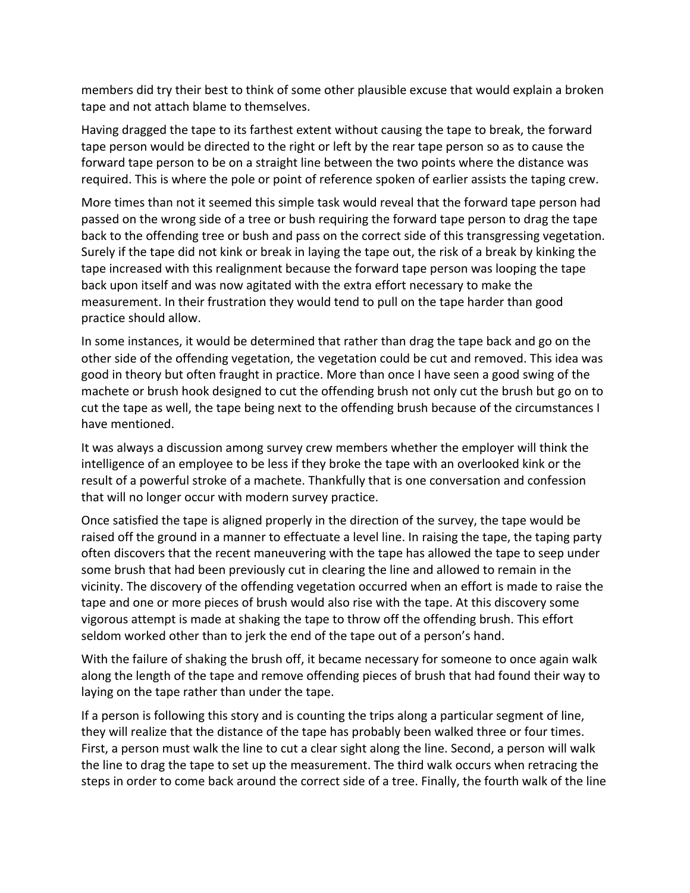members did try their best to think of some other plausible excuse that would explain a broken tape and not attach blame to themselves.

Having dragged the tape to its farthest extent without causing the tape to break, the forward tape person would be directed to the right or left by the rear tape person so as to cause the forward tape person to be on a straight line between the two points where the distance was required. This is where the pole or point of reference spoken of earlier assists the taping crew.

More times than not it seemed this simple task would reveal that the forward tape person had passed on the wrong side of a tree or bush requiring the forward tape person to drag the tape back to the offending tree or bush and pass on the correct side of this transgressing vegetation. Surely if the tape did not kink or break in laying the tape out, the risk of a break by kinking the tape increased with this realignment because the forward tape person was looping the tape back upon itself and was now agitated with the extra effort necessary to make the measurement. In their frustration they would tend to pull on the tape harder than good practice should allow.

In some instances, it would be determined that rather than drag the tape back and go on the other side of the offending vegetation, the vegetation could be cut and removed. This idea was good in theory but often fraught in practice. More than once I have seen a good swing of the machete or brush hook designed to cut the offending brush not only cut the brush but go on to cut the tape as well, the tape being next to the offending brush because of the circumstances I have mentioned.

It was always a discussion among survey crew members whether the employer will think the intelligence of an employee to be less if they broke the tape with an overlooked kink or the result of a powerful stroke of a machete. Thankfully that is one conversation and confession that will no longer occur with modern survey practice.

Once satisfied the tape is aligned properly in the direction of the survey, the tape would be raised off the ground in a manner to effectuate a level line. In raising the tape, the taping party often discovers that the recent maneuvering with the tape has allowed the tape to seep under some brush that had been previously cut in clearing the line and allowed to remain in the vicinity. The discovery of the offending vegetation occurred when an effort is made to raise the tape and one or more pieces of brush would also rise with the tape. At this discovery some vigorous attempt is made at shaking the tape to throw off the offending brush. This effort seldom worked other than to jerk the end of the tape out of a person's hand.

With the failure of shaking the brush off, it became necessary for someone to once again walk along the length of the tape and remove offending pieces of brush that had found their way to laying on the tape rather than under the tape.

If a person is following this story and is counting the trips along a particular segment of line, they will realize that the distance of the tape has probably been walked three or four times. First, a person must walk the line to cut a clear sight along the line. Second, a person will walk the line to drag the tape to set up the measurement. The third walk occurs when retracing the steps in order to come back around the correct side of a tree. Finally, the fourth walk of the line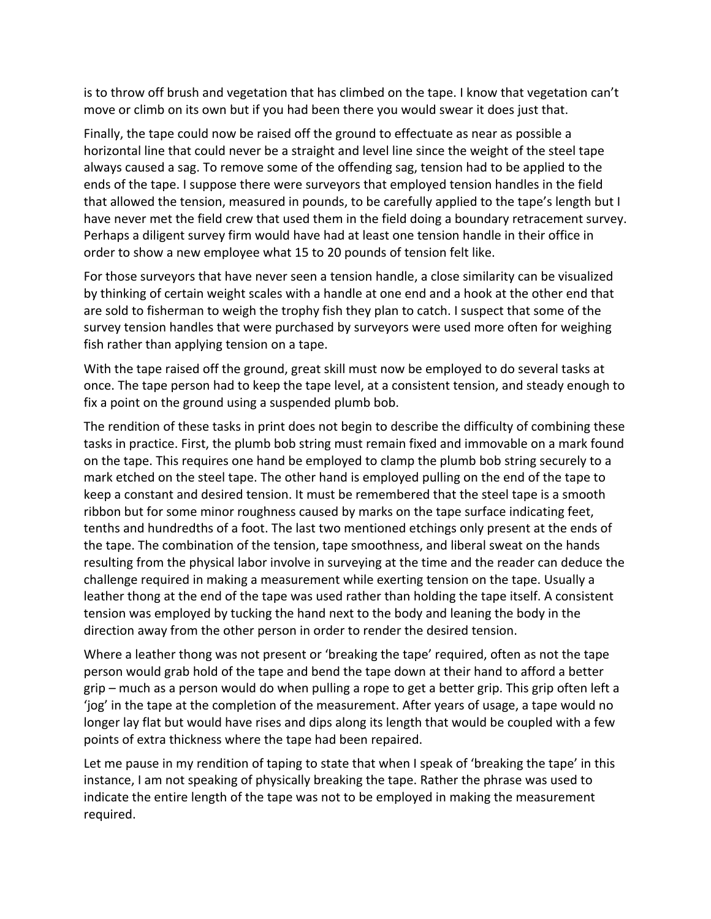is to throw off brush and vegetation that has climbed on the tape. I know that vegetation can't move or climb on its own but if you had been there you would swear it does just that.

Finally, the tape could now be raised off the ground to effectuate as near as possible a horizontal line that could never be a straight and level line since the weight of the steel tape always caused a sag. To remove some of the offending sag, tension had to be applied to the ends of the tape. I suppose there were surveyors that employed tension handles in the field that allowed the tension, measured in pounds, to be carefully applied to the tape's length but I have never met the field crew that used them in the field doing a boundary retracement survey. Perhaps a diligent survey firm would have had at least one tension handle in their office in order to show a new employee what 15 to 20 pounds of tension felt like.

For those surveyors that have never seen a tension handle, a close similarity can be visualized by thinking of certain weight scales with a handle at one end and a hook at the other end that are sold to fisherman to weigh the trophy fish they plan to catch. I suspect that some of the survey tension handles that were purchased by surveyors were used more often for weighing fish rather than applying tension on a tape.

With the tape raised off the ground, great skill must now be employed to do several tasks at once. The tape person had to keep the tape level, at a consistent tension, and steady enough to fix a point on the ground using a suspended plumb bob.

The rendition of these tasks in print does not begin to describe the difficulty of combining these tasks in practice. First, the plumb bob string must remain fixed and immovable on a mark found on the tape. This requires one hand be employed to clamp the plumb bob string securely to a mark etched on the steel tape. The other hand is employed pulling on the end of the tape to keep a constant and desired tension. It must be remembered that the steel tape is a smooth ribbon but for some minor roughness caused by marks on the tape surface indicating feet, tenths and hundredths of a foot. The last two mentioned etchings only present at the ends of the tape. The combination of the tension, tape smoothness, and liberal sweat on the hands resulting from the physical labor involve in surveying at the time and the reader can deduce the challenge required in making a measurement while exerting tension on the tape. Usually a leather thong at the end of the tape was used rather than holding the tape itself. A consistent tension was employed by tucking the hand next to the body and leaning the body in the direction away from the other person in order to render the desired tension.

Where a leather thong was not present or 'breaking the tape' required, often as not the tape person would grab hold of the tape and bend the tape down at their hand to afford a better grip – much as a person would do when pulling a rope to get a better grip. This grip often left a 'jog' in the tape at the completion of the measurement. After years of usage, a tape would no longer lay flat but would have rises and dips along its length that would be coupled with a few points of extra thickness where the tape had been repaired.

Let me pause in my rendition of taping to state that when I speak of 'breaking the tape' in this instance, I am not speaking of physically breaking the tape. Rather the phrase was used to indicate the entire length of the tape was not to be employed in making the measurement required.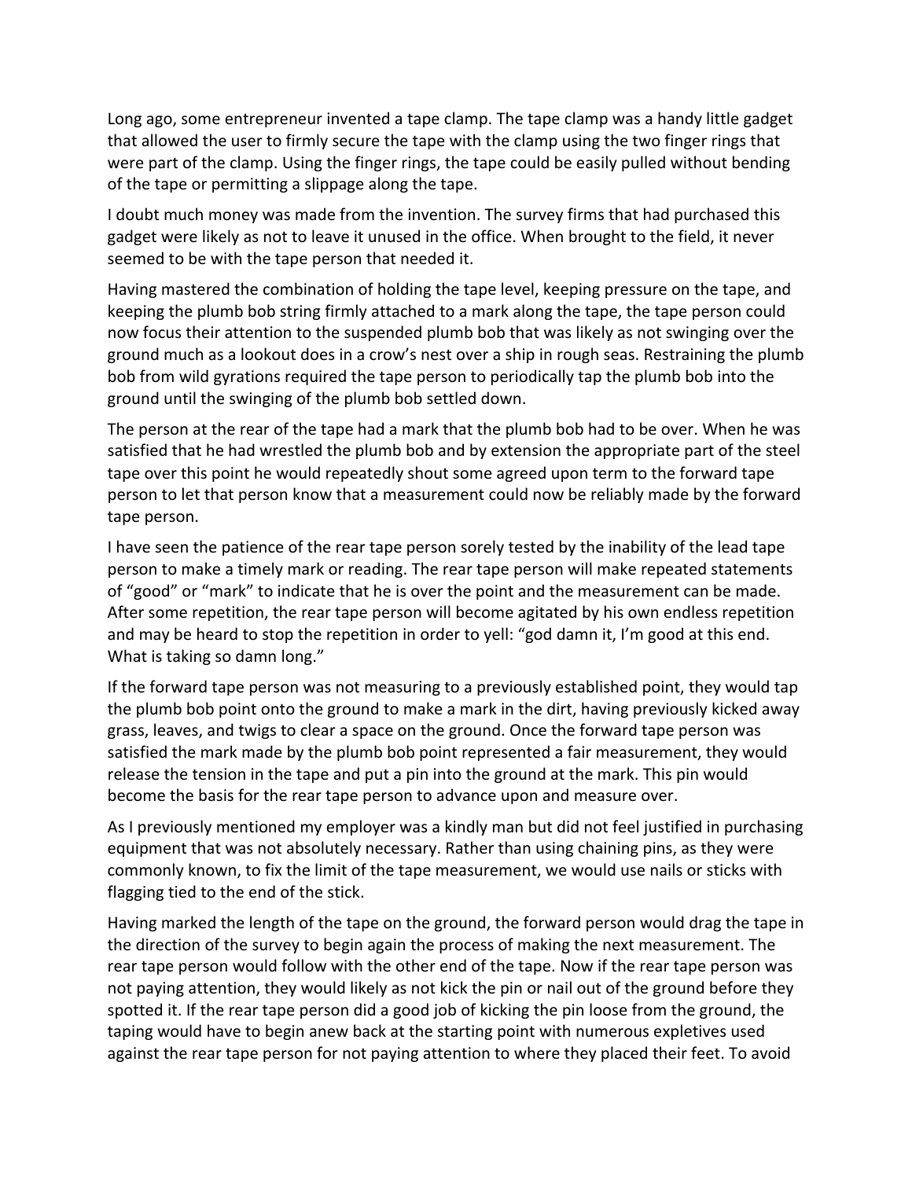Long ago, some entrepreneur invented a tape clamp. The tape clamp was a handy little gadget that allowed the user to firmly secure the tape with the clamp using the two finger rings that were part of the clamp. Using the finger rings, the tape could be easily pulled without bending of the tape or permitting a slippage along the tape.

I doubt much money was made from the invention. The survey firms that had purchased this gadget were likely as not to leave it unused in the office. When brought to the field, it never seemed to be with the tape person that needed it.

Having mastered the combination of holding the tape level, keeping pressure on the tape, and keeping the plumb bob string firmly attached to a mark along the tape, the tape person could now focus their attention to the suspended plumb bob that was likely as not swinging over the ground much as a lookout does in a crow's nest over a ship in rough seas. Restraining the plumb bob from wild gyrations required the tape person to periodically tap the plumb bob into the ground until the swinging of the plumb bob settled down.

The person at the rear of the tape had a mark that the plumb bob had to be over. When he was satisfied that he had wrestled the plumb bob and by extension the appropriate part of the steel tape over this point he would repeatedly shout some agreed upon term to the forward tape person to let that person know that a measurement could now be reliably made by the forward tape person.

I have seen the patience of the rear tape person sorely tested by the inability of the lead tape person to make a timely mark or reading. The rear tape person will make repeated statements of "good" or "mark" to indicate that he is over the point and the measurement can be made. After some repetition, the rear tape person will become agitated by his own endless repetition and may be heard to stop the repetition in order to yell: "god damn it, I'm good at this end. What is taking so damn long."

If the forward tape person was not measuring to a previously established point, they would tap the plumb bob point onto the ground to make a mark in the dirt, having previously kicked away grass, leaves, and twigs to clear a space on the ground. Once the forward tape person was satisfied the mark made by the plumb bob point represented a fair measurement, they would release the tension in the tape and put a pin into the ground at the mark. This pin would become the basis for the rear tape person to advance upon and measure over.

As I previously mentioned my employer was a kindly man but did not feel justified in purchasing equipment that was not absolutely necessary. Rather than using chaining pins, as they were commonly known, to fix the limit of the tape measurement, we would use nails or sticks with flagging tied to the end of the stick.

Having marked the length of the tape on the ground, the forward person would drag the tape in the direction of the survey to begin again the process of making the next measurement. The rear tape person would follow with the other end of the tape. Now if the rear tape person was not paying attention, they would likely as not kick the pin or nail out of the ground before they spotted it. If the rear tape person did a good job of kicking the pin loose from the ground, the taping would have to begin anew back at the starting point with numerous expletives used against the rear tape person for not paying attention to where they placed their feet. To avoid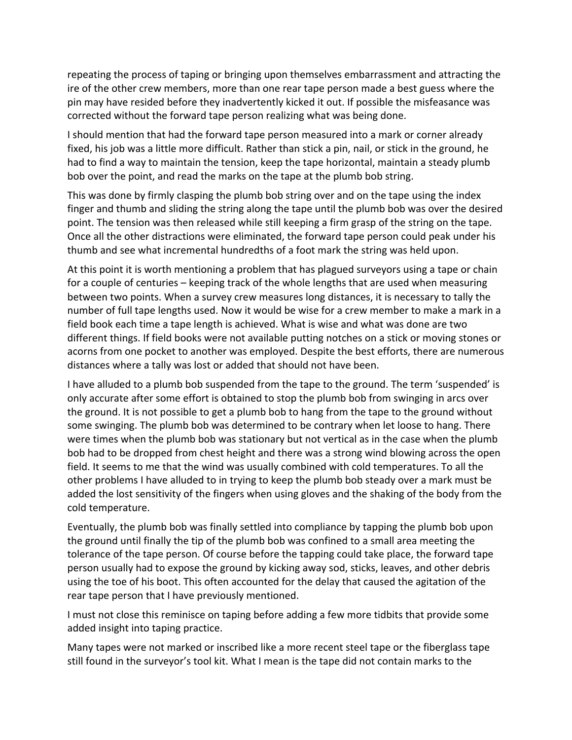repeating the process of taping or bringing upon themselves embarrassment and attracting the ire of the other crew members, more than one rear tape person made a best guess where the pin may have resided before they inadvertently kicked it out. If possible the misfeasance was corrected without the forward tape person realizing what was being done.

I should mention that had the forward tape person measured into a mark or corner already fixed, his job was a little more difficult. Rather than stick a pin, nail, or stick in the ground, he had to find a way to maintain the tension, keep the tape horizontal, maintain a steady plumb bob over the point, and read the marks on the tape at the plumb bob string.

This was done by firmly clasping the plumb bob string over and on the tape using the index finger and thumb and sliding the string along the tape until the plumb bob was over the desired point. The tension was then released while still keeping a firm grasp of the string on the tape. Once all the other distractions were eliminated, the forward tape person could peak under his thumb and see what incremental hundredths of a foot mark the string was held upon.

At this point it is worth mentioning a problem that has plagued surveyors using a tape or chain for a couple of centuries – keeping track of the whole lengths that are used when measuring between two points. When a survey crew measures long distances, it is necessary to tally the number of full tape lengths used. Now it would be wise for a crew member to make a mark in a field book each time a tape length is achieved. What is wise and what was done are two different things. If field books were not available putting notches on a stick or moving stones or acorns from one pocket to another was employed. Despite the best efforts, there are numerous distances where a tally was lost or added that should not have been.

I have alluded to a plumb bob suspended from the tape to the ground. The term 'suspended' is only accurate after some effort is obtained to stop the plumb bob from swinging in arcs over the ground. It is not possible to get a plumb bob to hang from the tape to the ground without some swinging. The plumb bob was determined to be contrary when let loose to hang. There were times when the plumb bob was stationary but not vertical as in the case when the plumb bob had to be dropped from chest height and there was a strong wind blowing across the open field. It seems to me that the wind was usually combined with cold temperatures. To all the other problems I have alluded to in trying to keep the plumb bob steady over a mark must be added the lost sensitivity of the fingers when using gloves and the shaking of the body from the cold temperature.

Eventually, the plumb bob was finally settled into compliance by tapping the plumb bob upon the ground until finally the tip of the plumb bob was confined to a small area meeting the tolerance of the tape person. Of course before the tapping could take place, the forward tape person usually had to expose the ground by kicking away sod, sticks, leaves, and other debris using the toe of his boot. This often accounted for the delay that caused the agitation of the rear tape person that I have previously mentioned.

I must not close this reminisce on taping before adding a few more tidbits that provide some added insight into taping practice.

Many tapes were not marked or inscribed like a more recent steel tape or the fiberglass tape still found in the surveyor's tool kit. What I mean is the tape did not contain marks to the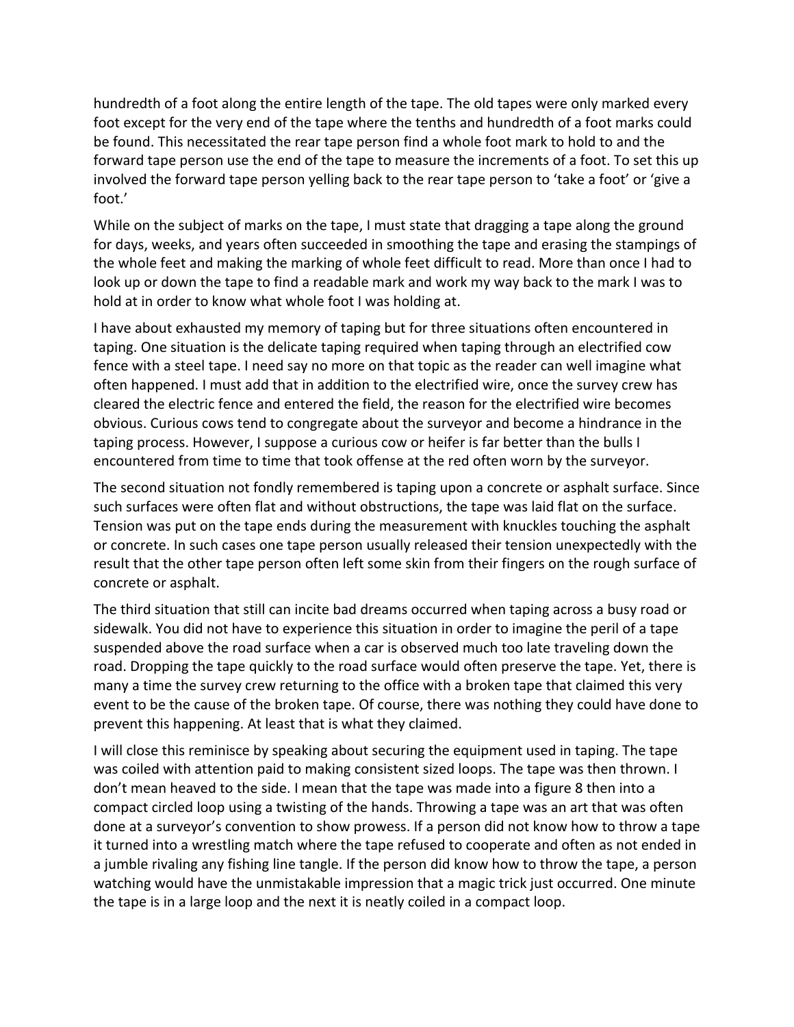hundredth of a foot along the entire length of the tape. The old tapes were only marked every foot except for the very end of the tape where the tenths and hundredth of a foot marks could be found. This necessitated the rear tape person find a whole foot mark to hold to and the forward tape person use the end of the tape to measure the increments of a foot. To set this up involved the forward tape person yelling back to the rear tape person to 'take a foot' or 'give a foot.'

While on the subject of marks on the tape, I must state that dragging a tape along the ground for days, weeks, and years often succeeded in smoothing the tape and erasing the stampings of the whole feet and making the marking of whole feet difficult to read. More than once I had to look up or down the tape to find a readable mark and work my way back to the mark I was to hold at in order to know what whole foot I was holding at.

I have about exhausted my memory of taping but for three situations often encountered in taping. One situation is the delicate taping required when taping through an electrified cow fence with a steel tape. I need say no more on that topic as the reader can well imagine what often happened. I must add that in addition to the electrified wire, once the survey crew has cleared the electric fence and entered the field, the reason for the electrified wire becomes obvious. Curious cows tend to congregate about the surveyor and become a hindrance in the taping process. However, I suppose a curious cow or heifer is far better than the bulls I encountered from time to time that took offense at the red often worn by the surveyor.

The second situation not fondly remembered is taping upon a concrete or asphalt surface. Since such surfaces were often flat and without obstructions, the tape was laid flat on the surface. Tension was put on the tape ends during the measurement with knuckles touching the asphalt or concrete. In such cases one tape person usually released their tension unexpectedly with the result that the other tape person often left some skin from their fingers on the rough surface of concrete or asphalt.

The third situation that still can incite bad dreams occurred when taping across a busy road or sidewalk. You did not have to experience this situation in order to imagine the peril of a tape suspended above the road surface when a car is observed much too late traveling down the road. Dropping the tape quickly to the road surface would often preserve the tape. Yet, there is many a time the survey crew returning to the office with a broken tape that claimed this very event to be the cause of the broken tape. Of course, there was nothing they could have done to prevent this happening. At least that is what they claimed.

I will close this reminisce by speaking about securing the equipment used in taping. The tape was coiled with attention paid to making consistent sized loops. The tape was then thrown. I don't mean heaved to the side. I mean that the tape was made into a figure 8 then into a compact circled loop using a twisting of the hands. Throwing a tape was an art that was often done at a surveyor's convention to show prowess. If a person did not know how to throw a tape it turned into a wrestling match where the tape refused to cooperate and often as not ended in a jumble rivaling any fishing line tangle. If the person did know how to throw the tape, a person watching would have the unmistakable impression that a magic trick just occurred. One minute the tape is in a large loop and the next it is neatly coiled in a compact loop.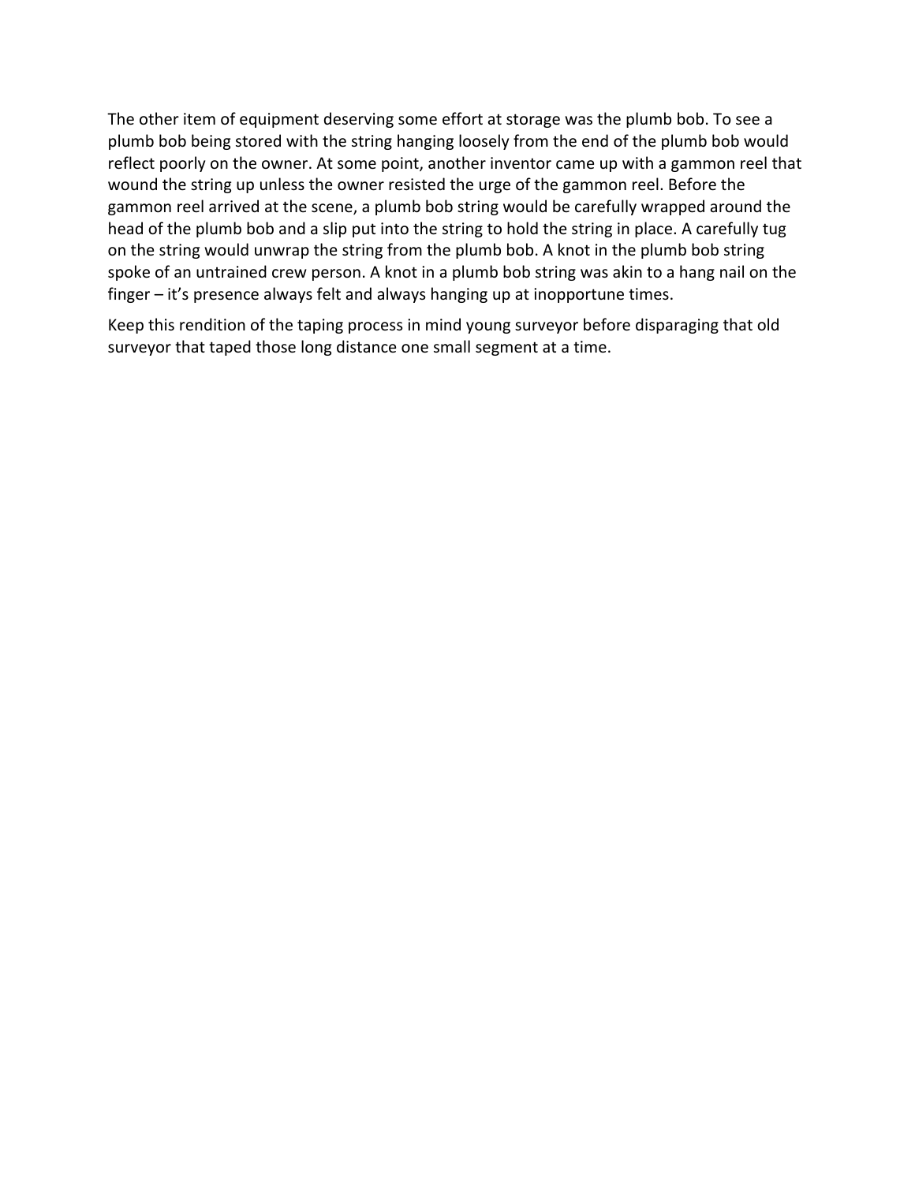The other item of equipment deserving some effort at storage was the plumb bob. To see a plumb bob being stored with the string hanging loosely from the end of the plumb bob would reflect poorly on the owner. At some point, another inventor came up with a gammon reel that wound the string up unless the owner resisted the urge of the gammon reel. Before the gammon reel arrived at the scene, a plumb bob string would be carefully wrapped around the head of the plumb bob and a slip put into the string to hold the string in place. A carefully tug on the string would unwrap the string from the plumb bob. A knot in the plumb bob string spoke of an untrained crew person. A knot in a plumb bob string was akin to a hang nail on the finger – it's presence always felt and always hanging up at inopportune times.

Keep this rendition of the taping process in mind young surveyor before disparaging that old surveyor that taped those long distance one small segment at a time.